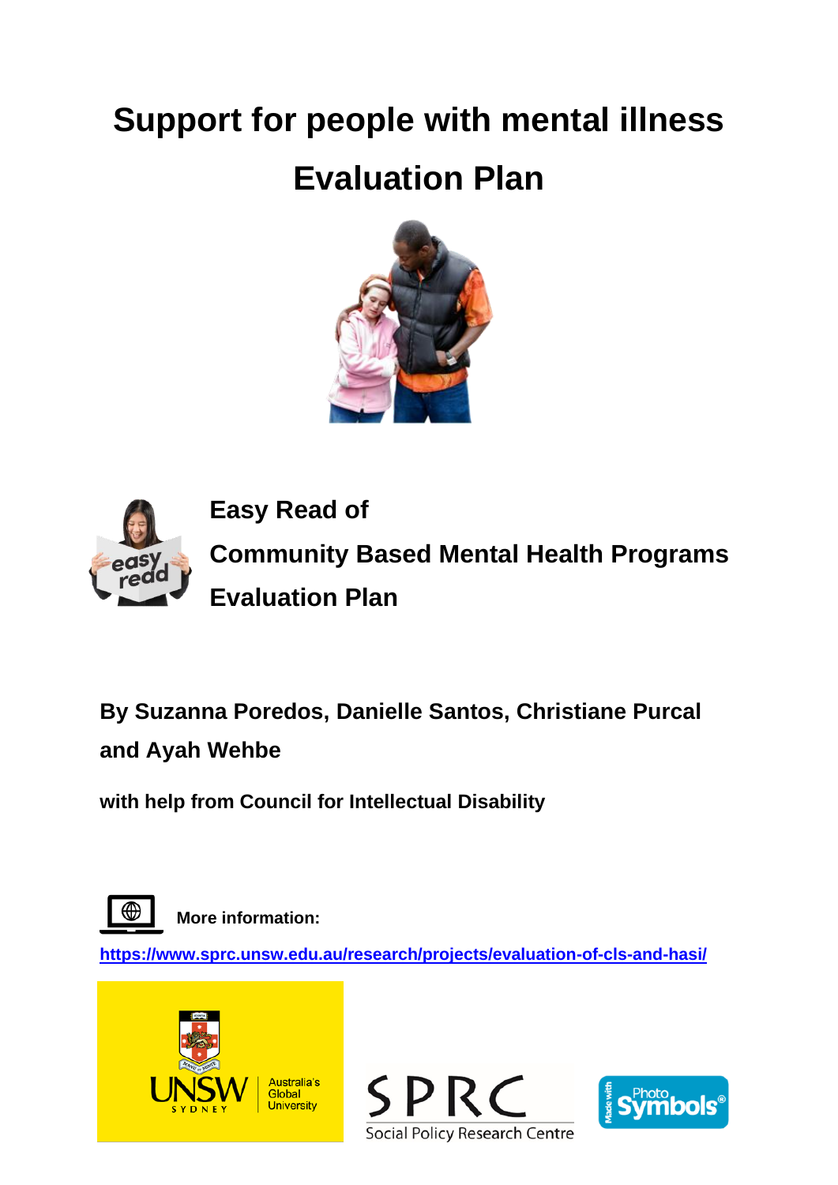# Support for people with mental illness

# Evaluation Plan

**Easy Read of**

**Community Based Mental Health Programs**

**Evaluation Plan**

**By Suzanna Poredos, Danielle Santos, Christiane Purcal and Ayah Wehbe**

**with help from Council for Intellectual Disability**

**More information:**

https://www.sprc.unsw.edu.au/research/projects/evaluation-of-cls-and-hasi/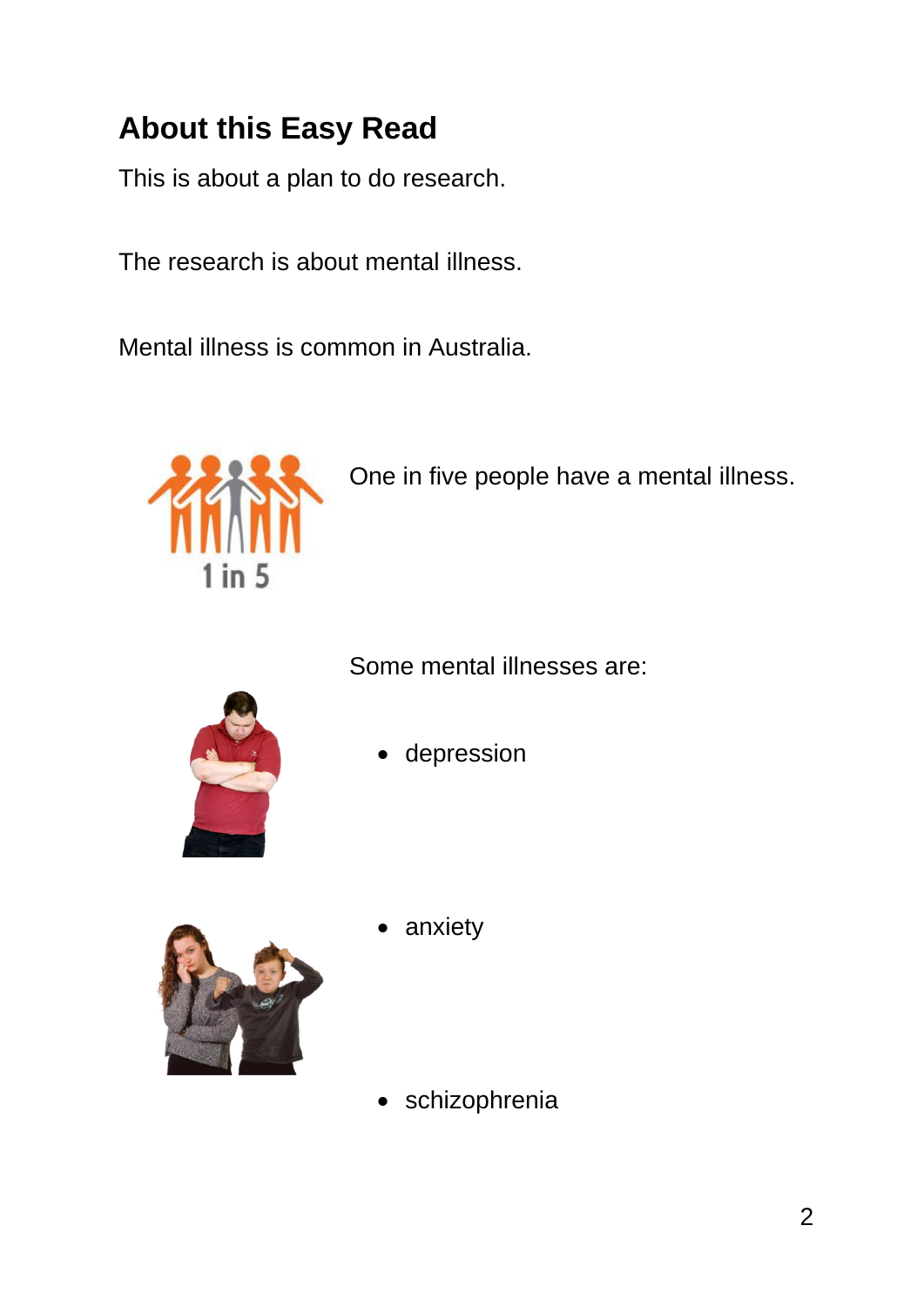## About this Easy Read

This is about a plan to do research.

The research is about mental illness.

Mental illness is common in Australia.

One in five people have a mental illness.

Some mental illnesses are:

- depression
- anxiety
- schizophrenia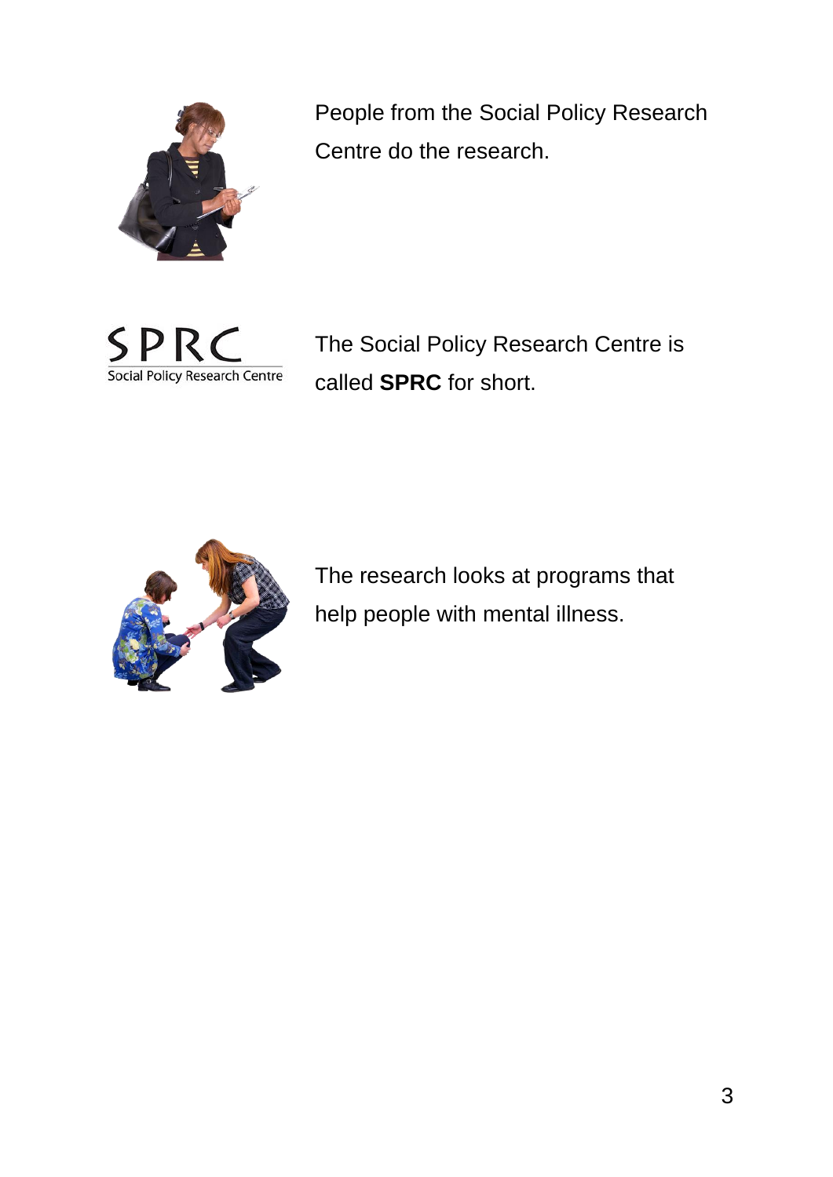People from the Social Policy Research Centre do the research.

The Social Policy Research Centre is called **SPRC** for short.

The research looks at programs that help people with mental illness.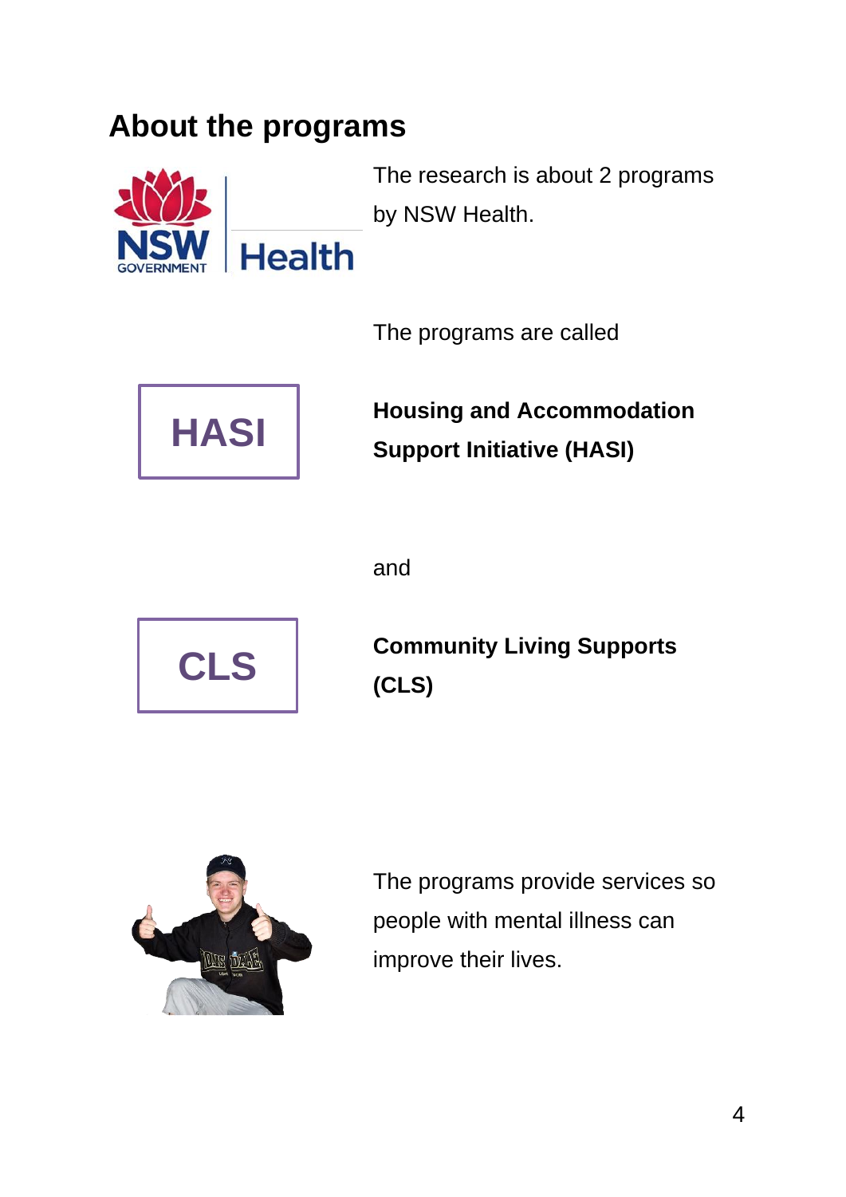## About the programs

The research is about 2 programs by NSW Health.

The programs are called

HASI

**Housing and Accommodation Support Initiative (HASI)**

and

CLS

**Community Living Supports (CLS)**

The programs provide services so people with mental illness can improve their lives.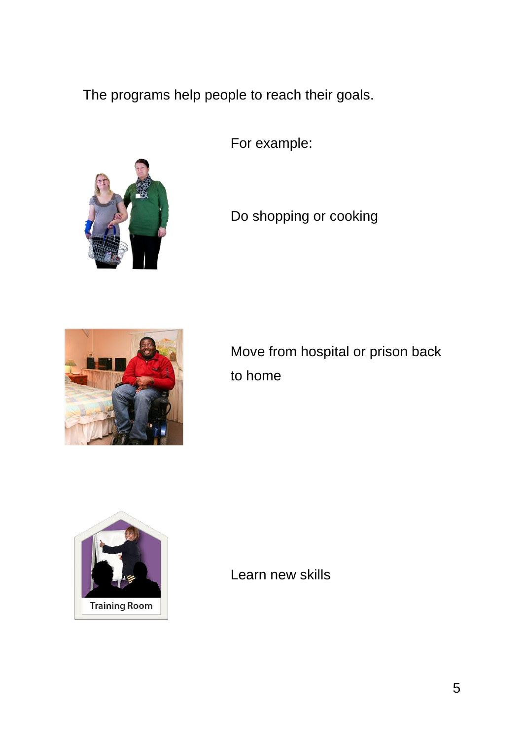The programs help people to reach their goals.

For example:

Do shopping or cooking

Move from hospital or prison back to home

Learn new skills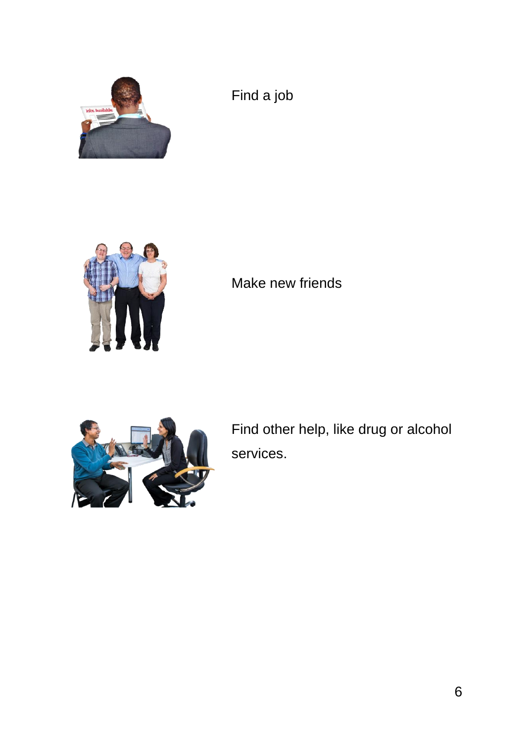Find a job

Make new friends

Find other help, like drug or alcohol services.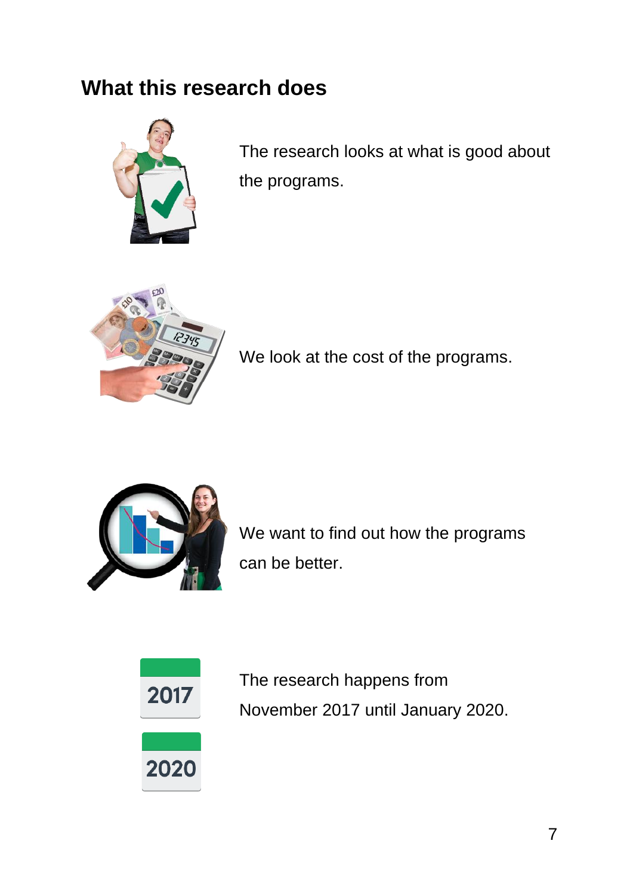## What this research does

The research looks at what is good about the programs.

We look at the cost of the programs.

We want to find out how the programs can be better.

The research happens from November 2017 until January 2020.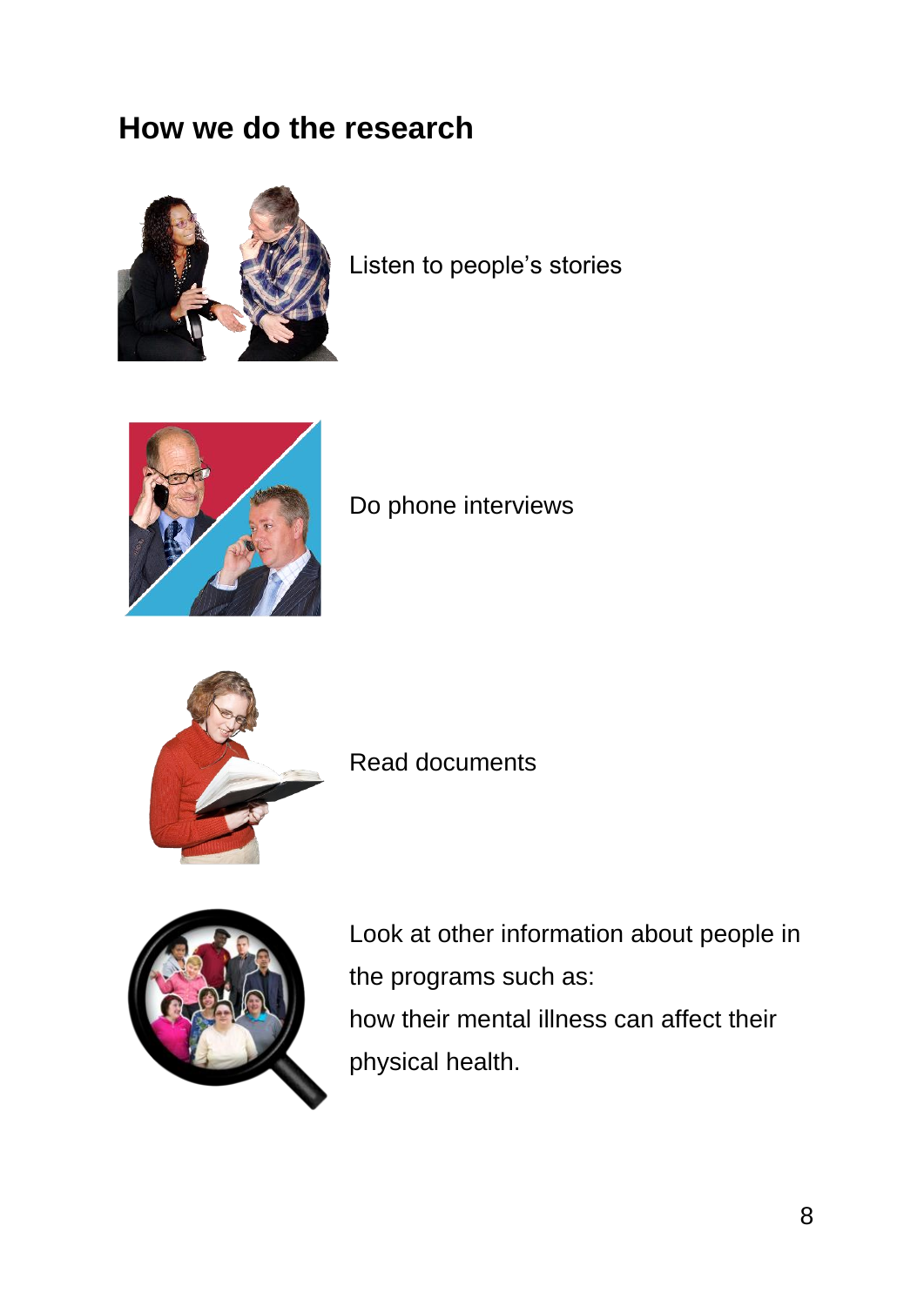## How we do the research

Listen to people's stories

Do phone interviews

Read documents

Look at other information about people in the programs such as:
how their mental illness can affect their physical health.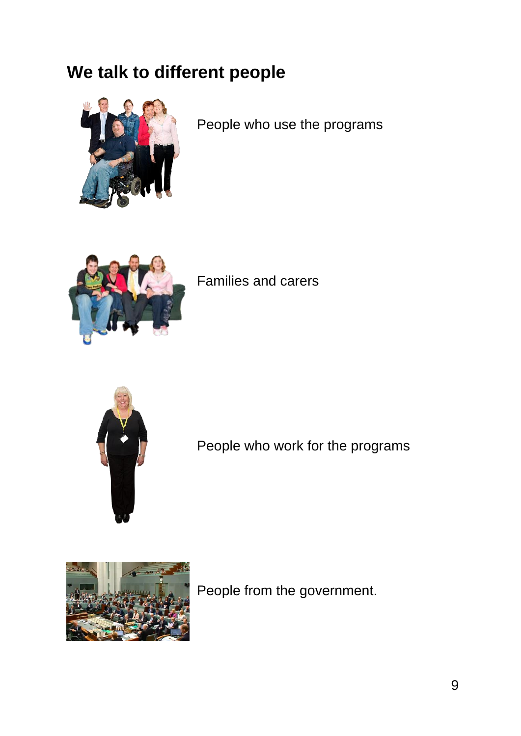## We talk to different people

People who use the programs

Families and carers

People who work for the programs

People from the government.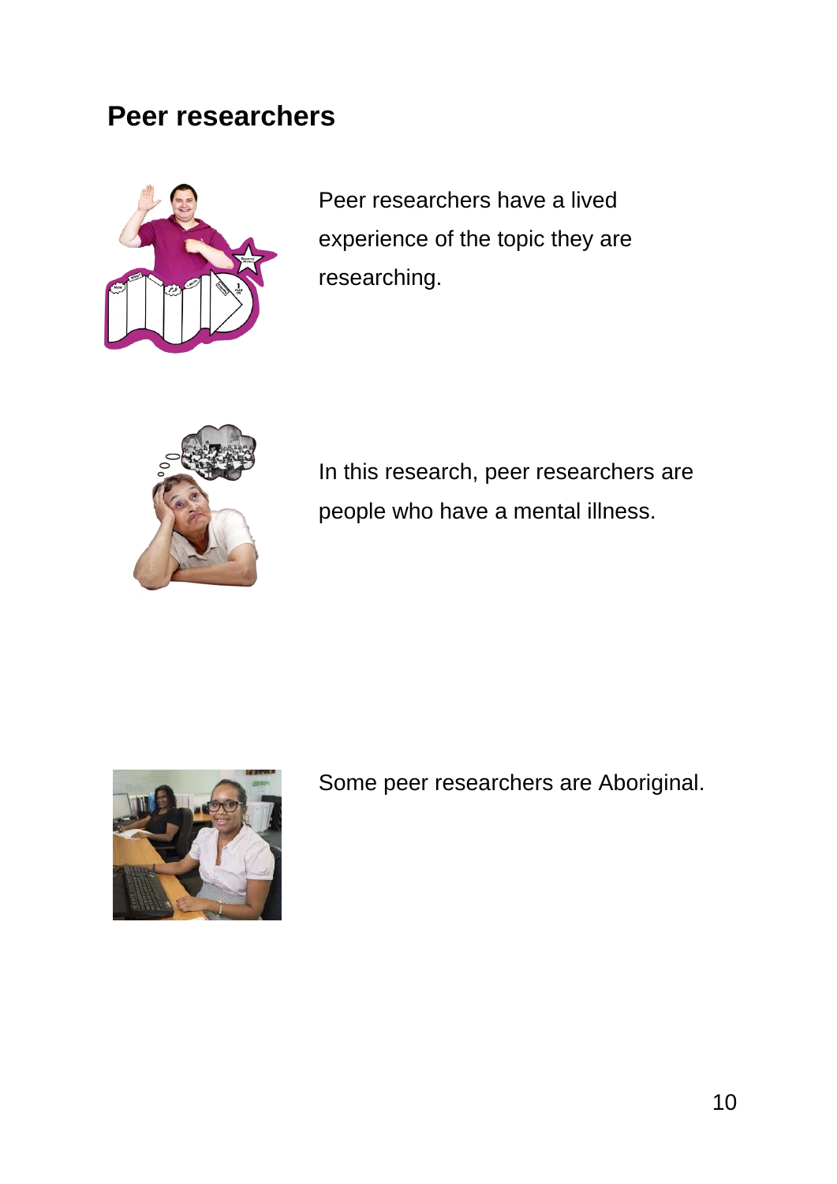## Peer researchers

Peer researchers have a lived experience of the topic they are researching.

In this research, peer researchers are people who have a mental illness.

Some peer researchers are Aboriginal.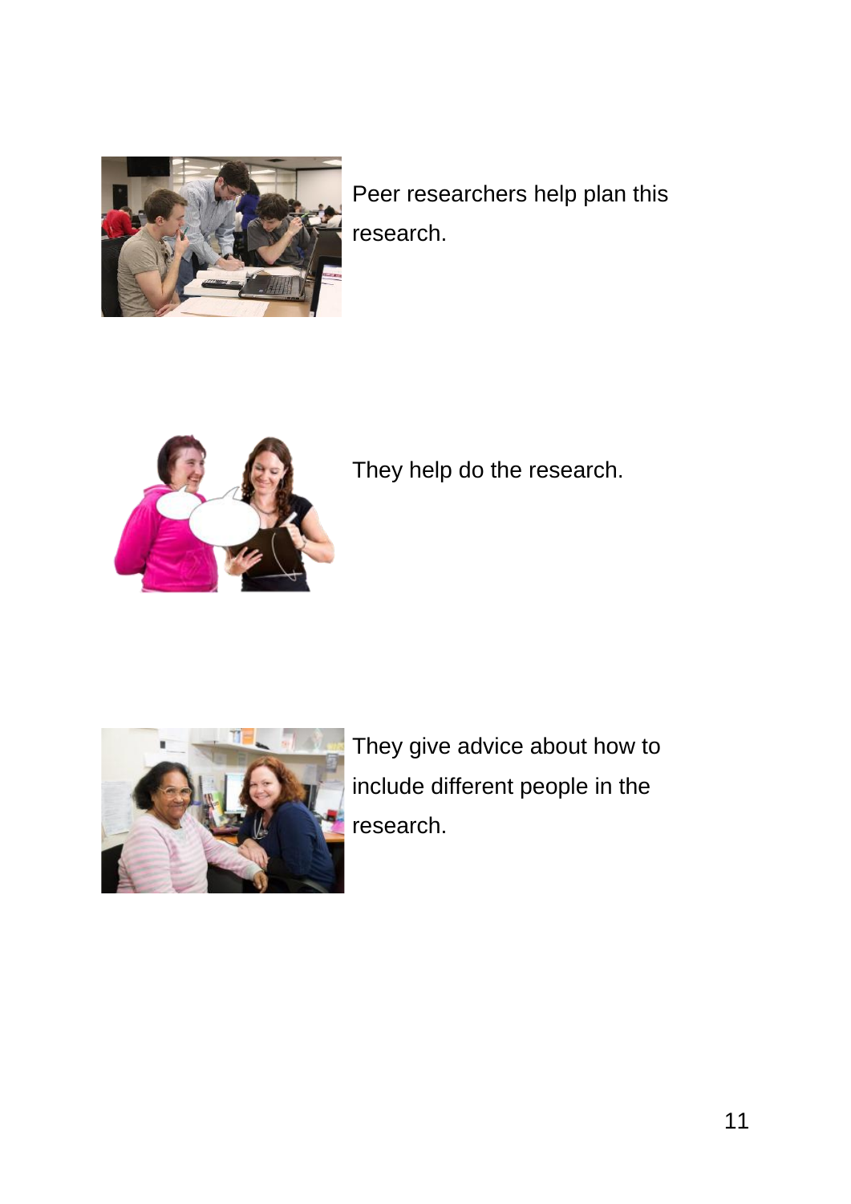Peer researchers help plan this research.

They help do the research.

They give advice about how to include different people in the research.